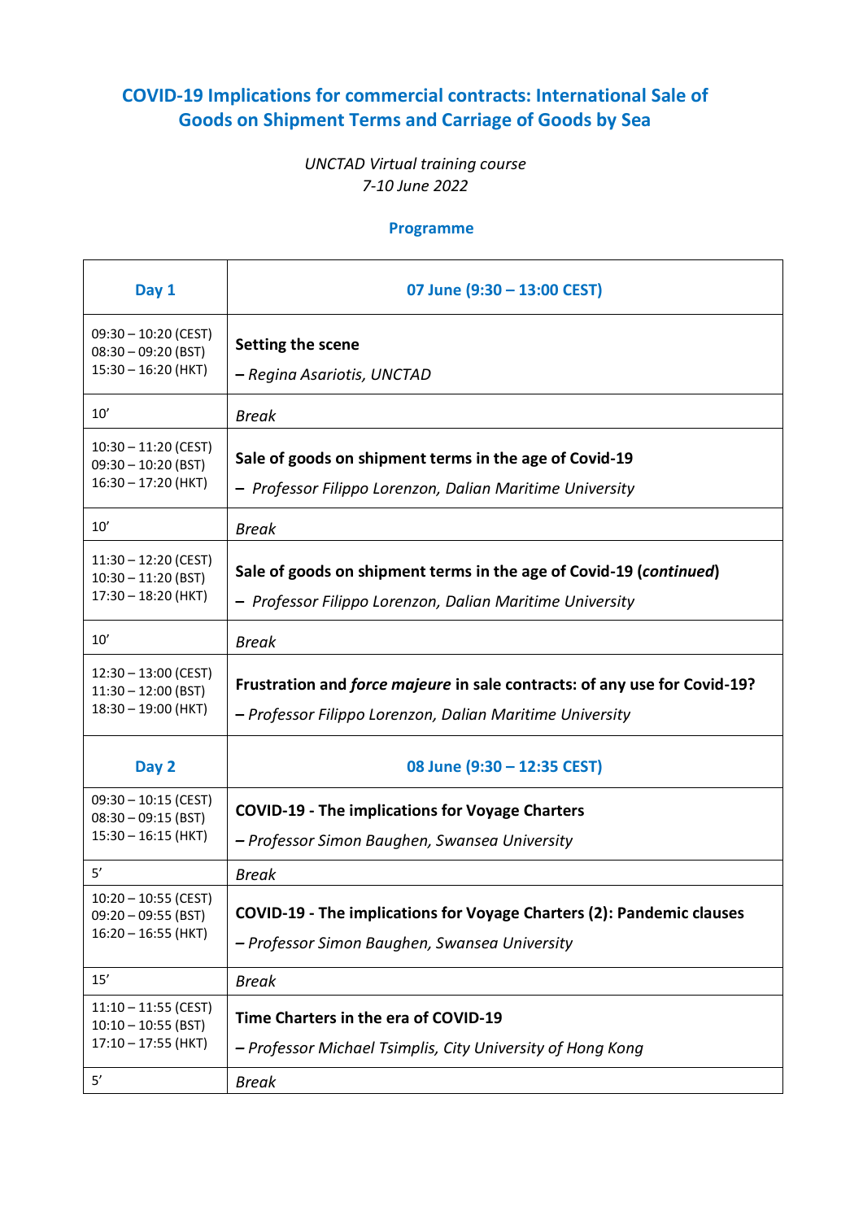# COVID-19 Implications for commercial contracts: International Sale of Goods on Shipment Terms and Carriage of Goods by Sea

*UNCTAD Virtual training course*
*7-10 June 2022*

## Programme

| Day 1 | 07 June (9:30 – 13:00 CEST) |
|---|---|
| 09:30 – 10:20 (CEST)<br>08:30 – 09:20 (BST)<br>15:30 – 16:20 (HKT) | **Setting the scene**<br>*– Regina Asariotis, UNCTAD* |
| 10' | *Break* |
| 10:30 – 11:20 (CEST)<br>09:30 – 10:20 (BST)<br>16:30 – 17:20 (HKT) | **Sale of goods on shipment terms in the age of Covid-19**<br>*– Professor Filippo Lorenzon, Dalian Maritime University* |
| 10' | *Break* |
| 11:30 – 12:20 (CEST)<br>10:30 – 11:20 (BST)<br>17:30 – 18:20 (HKT) | **Sale of goods on shipment terms in the age of Covid-19 (*continued*)**<br>*– Professor Filippo Lorenzon, Dalian Maritime University* |
| 10' | *Break* |
| 12:30 – 13:00 (CEST)<br>11:30 – 12:00 (BST)<br>18:30 – 19:00 (HKT) | **Frustration and *force majeure* in sale contracts: of any use for Covid-19?**<br>*– Professor Filippo Lorenzon, Dalian Maritime University* |
| **Day 2** | **08 June (9:30 – 12:35 CEST)** |
| 09:30 – 10:15 (CEST)<br>08:30 – 09:15 (BST)<br>15:30 – 16:15 (HKT) | **COVID-19 - The implications for Voyage Charters**<br>*– Professor Simon Baughen, Swansea University* |
| 5' | *Break* |
| 10:20 – 10:55 (CEST)<br>09:20 – 09:55 (BST)<br>16:20 – 16:55 (HKT) | **COVID-19 - The implications for Voyage Charters (2): Pandemic clauses**<br>*– Professor Simon Baughen, Swansea University* |
| 15' | *Break* |
| 11:10 – 11:55 (CEST)<br>10:10 – 10:55 (BST)<br>17:10 – 17:55 (HKT) | **Time Charters in the era of COVID-19**<br>*– Professor Michael Tsimplis, City University of Hong Kong* |
| 5' | *Break* |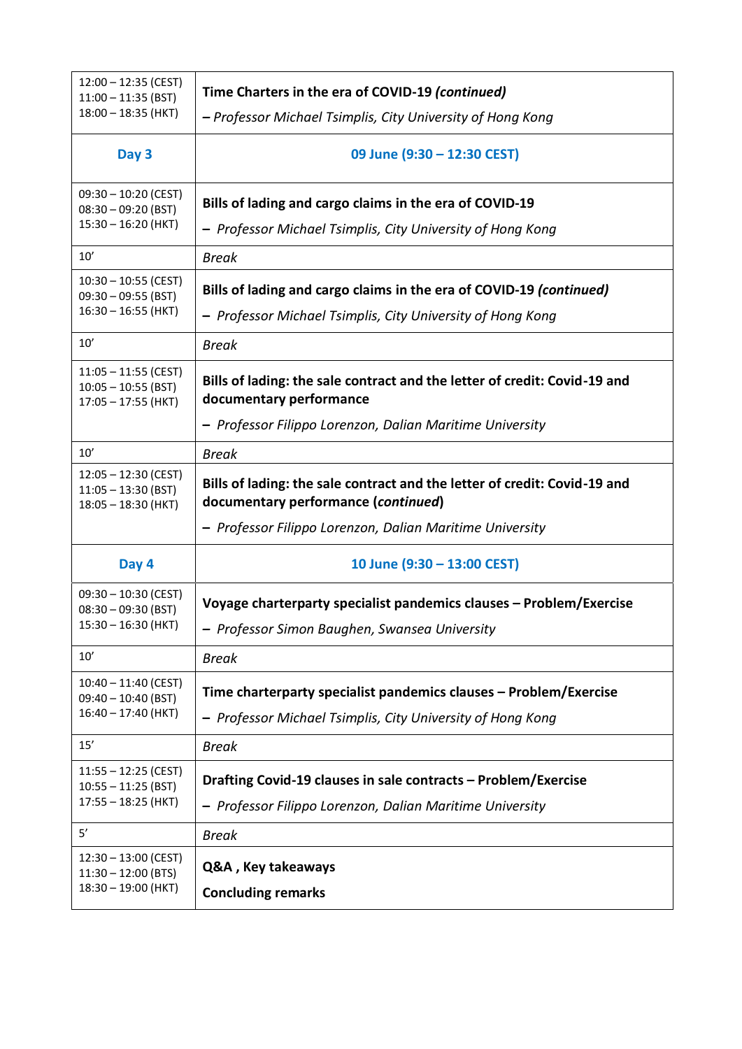| | |
|---|---|
| 12:00 – 12:35 (CEST)<br>11:00 – 11:35 (BST)<br>18:00 – 18:35 (HKT) | **Time Charters in the era of COVID-19 *(continued)***<br>*– Professor Michael Tsimplis, City University of Hong Kong* |
| **Day 3** | **09 June (9:30 – 12:30 CEST)** |
| 09:30 – 10:20 (CEST)<br>08:30 – 09:20 (BST)<br>15:30 – 16:20 (HKT) | **Bills of lading and cargo claims in the era of COVID-19**<br>*– Professor Michael Tsimplis, City University of Hong Kong* |
| 10’ | *Break* |
| 10:30 – 10:55 (CEST)<br>09:30 – 09:55 (BST)<br>16:30 – 16:55 (HKT) | **Bills of lading and cargo claims in the era of COVID-19 *(continued)***<br>*– Professor Michael Tsimplis, City University of Hong Kong* |
| 10’ | *Break* |
| 11:05 – 11:55 (CEST)<br>10:05 – 10:55 (BST)<br>17:05 – 17:55 (HKT) | **Bills of lading: the sale contract and the letter of credit: Covid-19 and documentary performance**<br>*– Professor Filippo Lorenzon, Dalian Maritime University* |
| 10’ | *Break* |
| 12:05 – 12:30 (CEST)<br>11:05 – 13:30 (BST)<br>18:05 – 18:30 (HKT) | **Bills of lading: the sale contract and the letter of credit: Covid-19 and documentary performance (*continued*)**<br>*– Professor Filippo Lorenzon, Dalian Maritime University* |
| **Day 4** | **10 June (9:30 – 13:00 CEST)** |
| 09:30 – 10:30 (CEST)<br>08:30 – 09:30 (BST)<br>15:30 – 16:30 (HKT) | **Voyage charterparty specialist pandemics clauses – Problem/Exercise**<br>*– Professor Simon Baughen, Swansea University* |
| 10’ | *Break* |
| 10:40 – 11:40 (CEST)<br>09:40 – 10:40 (BST)<br>16:40 – 17:40 (HKT) | **Time charterparty specialist pandemics clauses – Problem/Exercise**<br>*– Professor Michael Tsimplis, City University of Hong Kong* |
| 15’ | *Break* |
| 11:55 – 12:25 (CEST)<br>10:55 – 11:25 (BST)<br>17:55 – 18:25 (HKT) | **Drafting Covid-19 clauses in sale contracts – Problem/Exercise**<br>*– Professor Filippo Lorenzon, Dalian Maritime University* |
| 5’ | *Break* |
| 12:30 – 13:00 (CEST)<br>11:30 – 12:00 (BTS)<br>18:30 – 19:00 (HKT) | **Q&A , Key takeaways**<br>**Concluding remarks** |